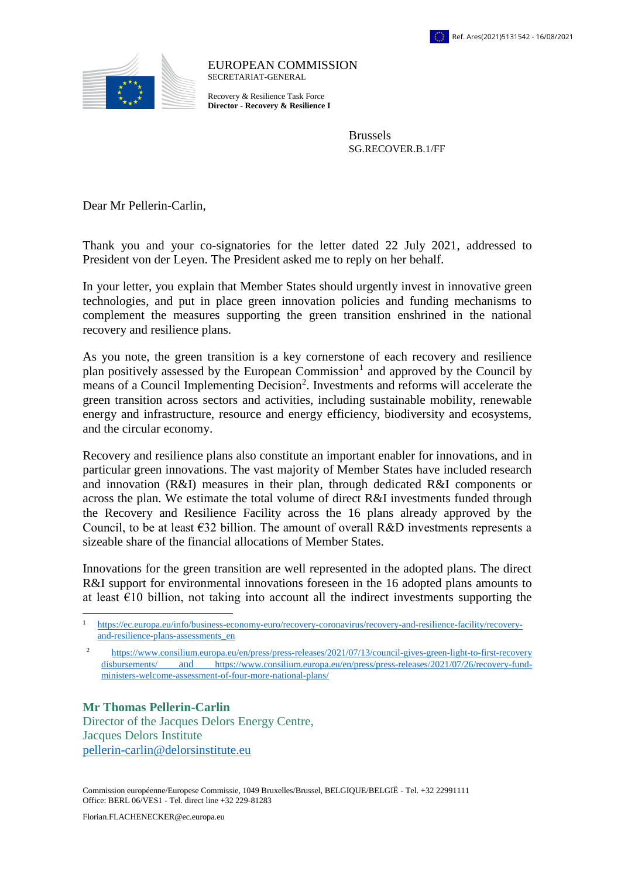Ref. Ares(2021)5131542 - 16/08/2021

EUROPEAN COMMISSION
SECRETARIAT-GENERAL

Recovery & Resilience Task Force
**Director - Recovery & Resilience I**

Brussels
SG.RECOVER.B.1/FF

Dear Mr Pellerin-Carlin,

Thank you and your co-signatories for the letter dated 22 July 2021, addressed to President von der Leyen. The President asked me to reply on her behalf.

In your letter, you explain that Member States should urgently invest in innovative green technologies, and put in place green innovation policies and funding mechanisms to complement the measures supporting the green transition enshrined in the national recovery and resilience plans.

As you note, the green transition is a key cornerstone of each recovery and resilience plan positively assessed by the European Commission[1] and approved by the Council by means of a Council Implementing Decision[2]. Investments and reforms will accelerate the green transition across sectors and activities, including sustainable mobility, renewable energy and infrastructure, resource and energy efficiency, biodiversity and ecosystems, and the circular economy.

Recovery and resilience plans also constitute an important enabler for innovations, and in particular green innovations. The vast majority of Member States have included research and innovation (R&I) measures in their plan, through dedicated R&I components or across the plan. We estimate the total volume of direct R&I investments funded through the Recovery and Resilience Facility across the 16 plans already approved by the Council, to be at least €32 billion. The amount of overall R&D investments represents a sizeable share of the financial allocations of Member States.

Innovations for the green transition are well represented in the adopted plans. The direct R&I support for environmental innovations foreseen in the 16 adopted plans amounts to at least €10 billion, not taking into account all the indirect investments supporting the

[1] https://ec.europa.eu/info/business-economy-euro/recovery-coronavirus/recovery-and-resilience-facility/recovery-and-resilience-plans-assessments_en

[2] https://www.consilium.europa.eu/en/press/press-releases/2021/07/13/council-gives-green-light-to-first-recovery disbursements/ and https://www.consilium.europa.eu/en/press/press-releases/2021/07/26/recovery-fund-ministers-welcome-assessment-of-four-more-national-plans/

**Mr Thomas Pellerin-Carlin**
Director of the Jacques Delors Energy Centre,
Jacques Delors Institute
pellerin-carlin@delorsinstitute.eu

Commission européenne/Europese Commissie, 1049 Bruxelles/Brussel, BELGIQUE/BELGIË - Tel. +32 22991111
Office: BERL 06/VES1 - Tel. direct line +32 229-81283

Florian.FLACHENECKER@ec.europa.eu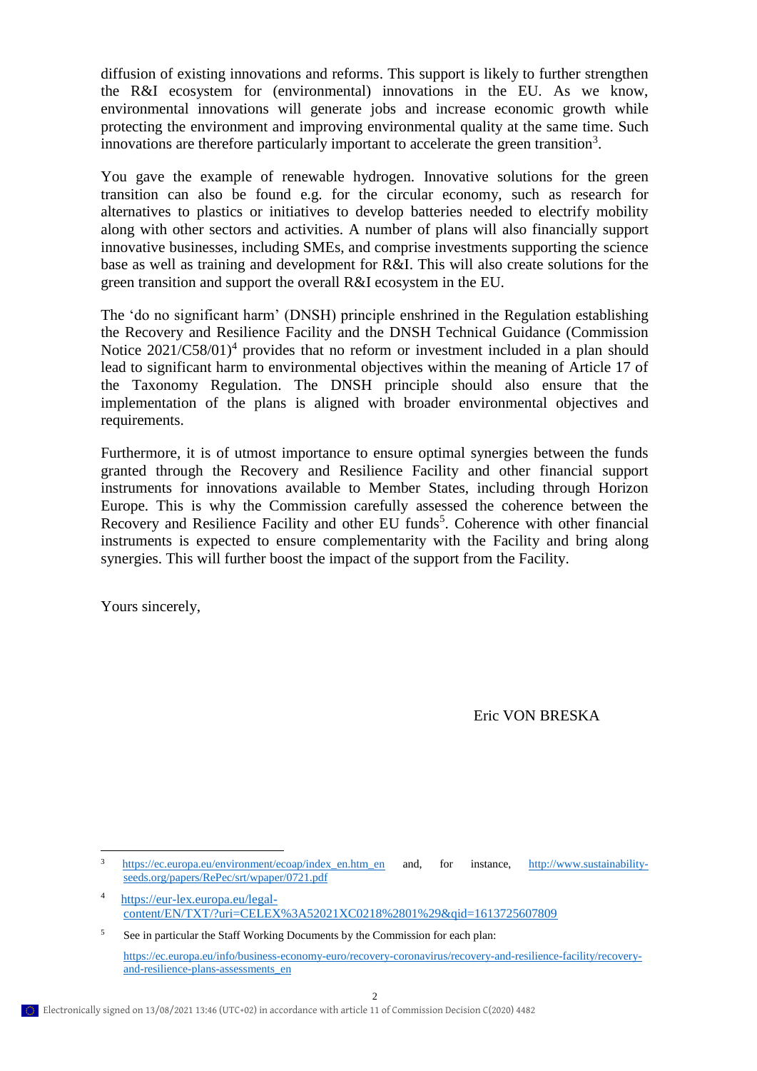diffusion of existing innovations and reforms. This support is likely to further strengthen the R&I ecosystem for (environmental) innovations in the EU. As we know, environmental innovations will generate jobs and increase economic growth while protecting the environment and improving environmental quality at the same time. Such innovations are therefore particularly important to accelerate the green transition[3].

You gave the example of renewable hydrogen. Innovative solutions for the green transition can also be found e.g. for the circular economy, such as research for alternatives to plastics or initiatives to develop batteries needed to electrify mobility along with other sectors and activities. A number of plans will also financially support innovative businesses, including SMEs, and comprise investments supporting the science base as well as training and development for R&I. This will also create solutions for the green transition and support the overall R&I ecosystem in the EU.

The 'do no significant harm' (DNSH) principle enshrined in the Regulation establishing the Recovery and Resilience Facility and the DNSH Technical Guidance (Commission Notice 2021/C58/01)[4] provides that no reform or investment included in a plan should lead to significant harm to environmental objectives within the meaning of Article 17 of the Taxonomy Regulation. The DNSH principle should also ensure that the implementation of the plans is aligned with broader environmental objectives and requirements.

Furthermore, it is of utmost importance to ensure optimal synergies between the funds granted through the Recovery and Resilience Facility and other financial support instruments for innovations available to Member States, including through Horizon Europe. This is why the Commission carefully assessed the coherence between the Recovery and Resilience Facility and other EU funds[5]. Coherence with other financial instruments is expected to ensure complementarity with the Facility and bring along synergies. This will further boost the impact of the support from the Facility.

Yours sincerely,

Eric VON BRESKA

---

[3] https://ec.europa.eu/environment/ecoap/index_en.htm_en and, for instance, http://www.sustainability-seeds.org/papers/RePec/srt/wpaper/0721.pdf

[4] https://eur-lex.europa.eu/legal-content/EN/TXT/?uri=CELEX%3A52021XC0218%2801%29&qid=1613725607809

[5] See in particular the Staff Working Documents by the Commission for each plan: https://ec.europa.eu/info/business-economy-euro/recovery-coronavirus/recovery-and-resilience-facility/recovery-and-resilience-plans-assessments_en

Electronically signed on 13/08/2021 13:46 (UTC+02) in accordance with article 11 of Commission Decision C(2020) 4482